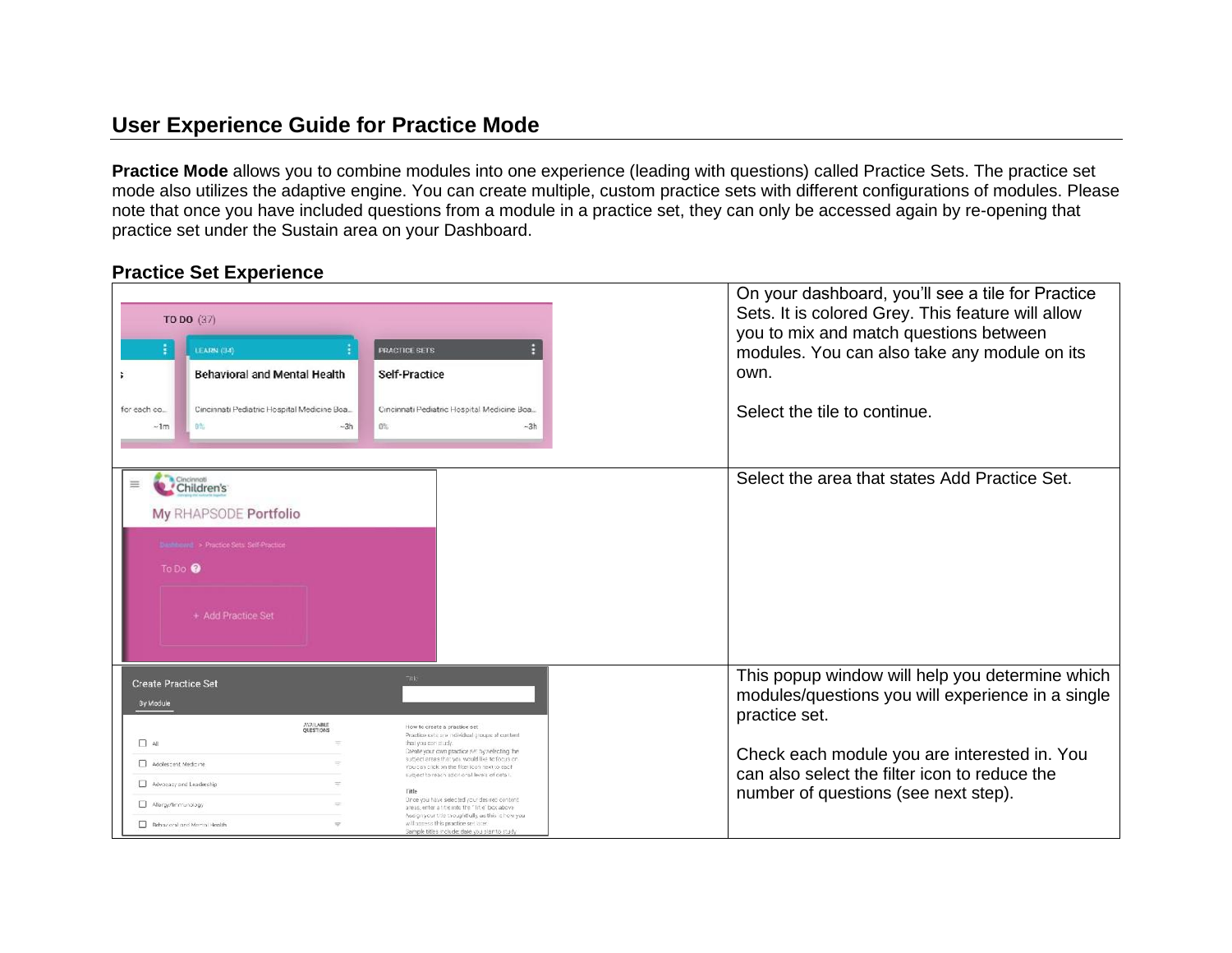# User Experience Guide for Practice Mode

**Practice Mode** allows you to combine modules into one experience (leading with questions) called Practice Sets. The practice set mode also utilizes the adaptive engine. You can create multiple, custom practice sets with different configurations of modules. Please note that once you have included questions from a module in a practice set, they can only be accessed again by re-opening that practice set under the Sustain area on your Dashboard.

## Practice Set Experience

| | |
|---|---|
| | On your dashboard, you'll see a tile for Practice Sets. It is colored Grey. This feature will allow you to mix and match questions between modules. You can also take any module on its own.<br><br>Select the tile to continue. |
| | Select the area that states Add Practice Set. |
| | This popup window will help you determine which modules/questions you will experience in a single practice set.<br><br>Check each module you are interested in. You can also select the filter icon to reduce the number of questions (see next step). |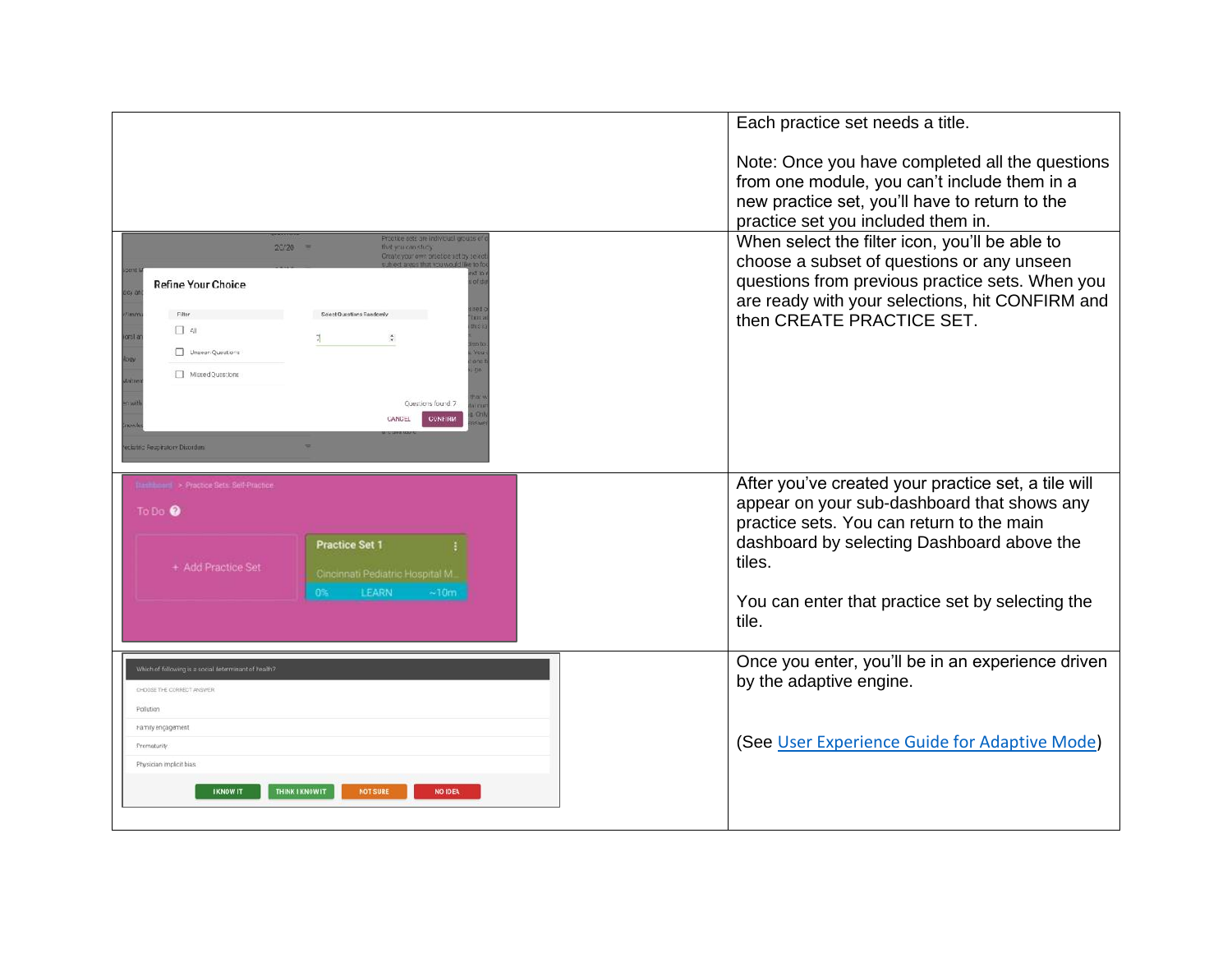| | |
|---|---|
| | Each practice set needs a title.<br><br>Note: Once you have completed all the questions from one module, you can't include them in a new practice set, you'll have to return to the practice set you included them in. |
| | When select the filter icon, you'll be able to choose a subset of questions or any unseen questions from previous practice sets. When you are ready with your selections, hit CONFIRM and then CREATE PRACTICE SET. |
| | After you've created your practice set, a tile will appear on your sub-dashboard that shows any practice sets. You can return to the main dashboard by selecting Dashboard above the tiles.<br><br>You can enter that practice set by selecting the tile. |
| | Once you enter, you'll be in an experience driven by the adaptive engine.<br><br>(See User Experience Guide for Adaptive Mode) |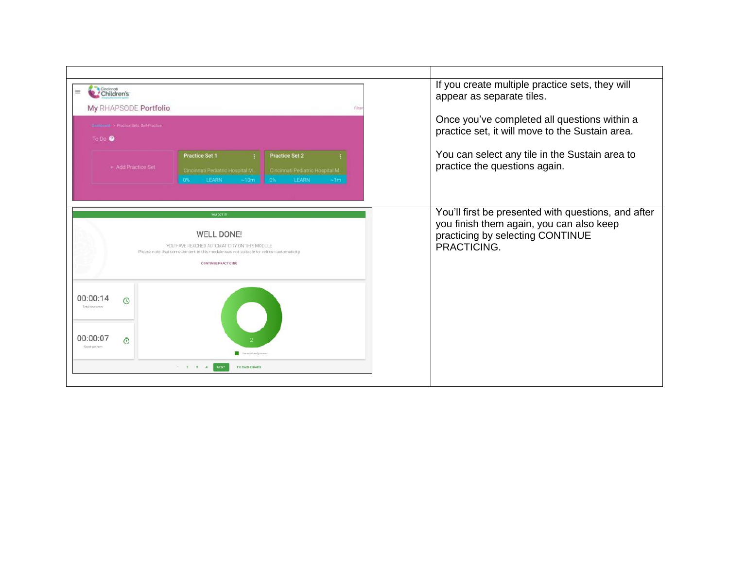| | |
|---|---|
| | If you create multiple practice sets, they will appear as separate tiles.<br><br>Once you've completed all questions within a practice set, it will move to the Sustain area.<br><br>You can select any tile in the Sustain area to practice the questions again. |
| | You'll first be presented with questions, and after you finish them again, you can also keep practicing by selecting CONTINUE PRACTICING. |